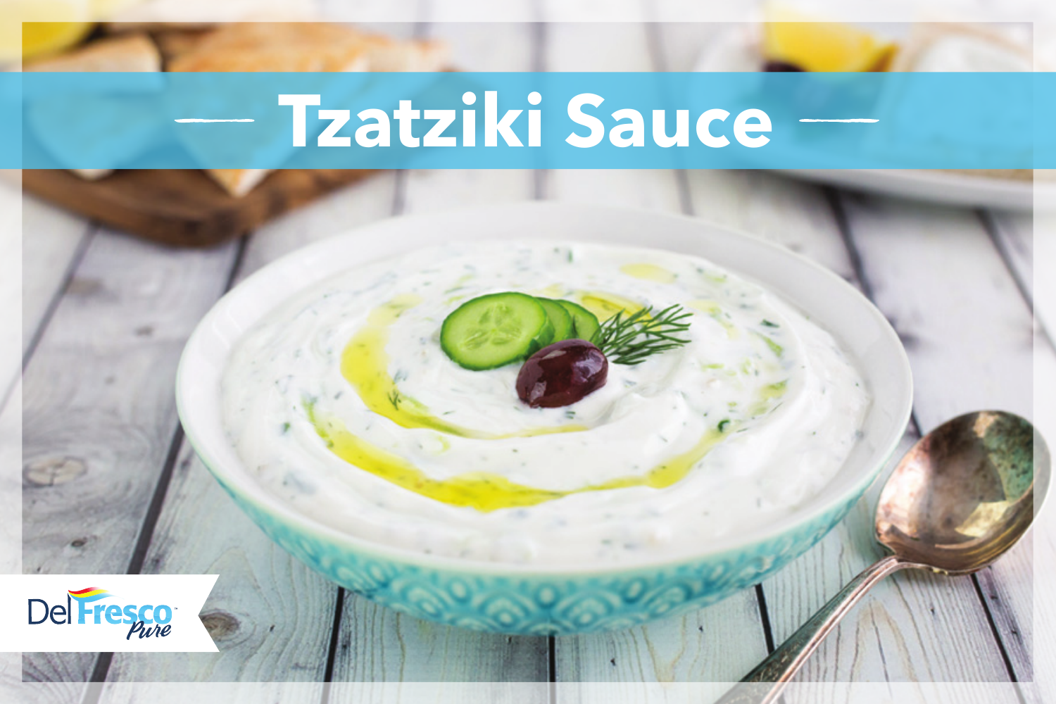# Tzatziki Sauce

Del Fresco Pure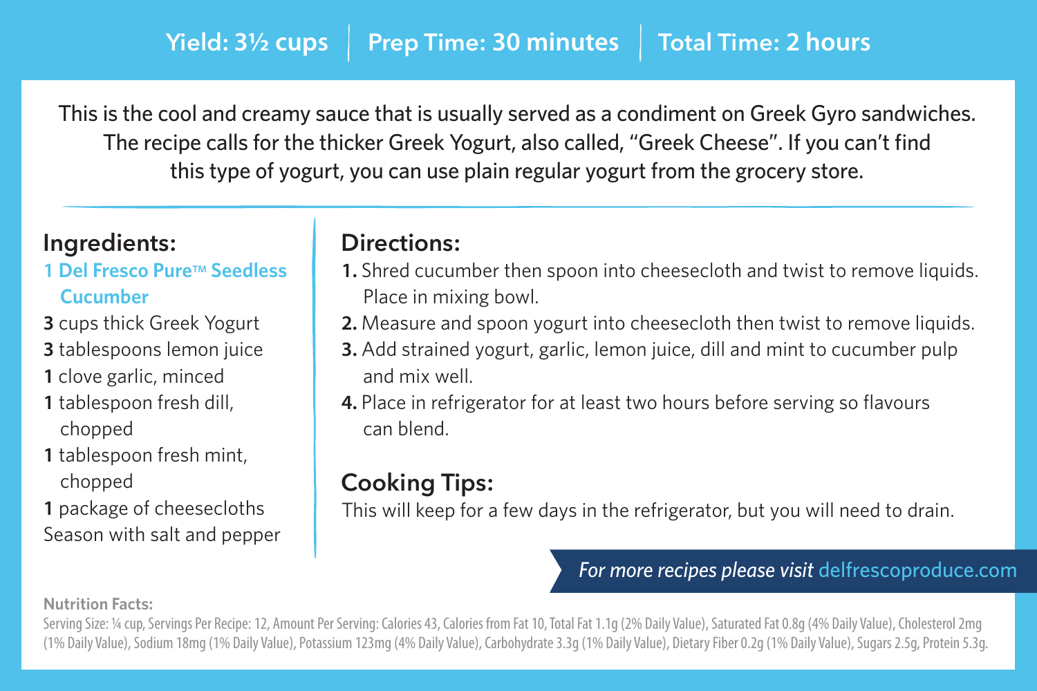**Yield: 3½ cups | Prep Time: 30 minutes | Total Time: 2 hours**

This is the cool and creamy sauce that is usually served as a condiment on Greek Gyro sandwiches. The recipe calls for the thicker Greek Yogurt, also called, "Greek Cheese". If you can't find this type of yogurt, you can use plain regular yogurt from the grocery store.

## Ingredients:

**1 Del Fresco Pure™ Seedless Cucumber**
**3** cups thick Greek Yogurt
**3** tablespoons lemon juice
**1** clove garlic, minced
**1** tablespoon fresh dill, chopped
**1** tablespoon fresh mint, chopped
**1** package of cheesecloths
Season with salt and pepper

## Directions:

1. Shred cucumber then spoon into cheesecloth and twist to remove liquids. Place in mixing bowl.
2. Measure and spoon yogurt into cheesecloth then twist to remove liquids.
3. Add strained yogurt, garlic, lemon juice, dill and mint to cucumber pulp and mix well.
4. Place in refrigerator for at least two hours before serving so flavours can blend.

## Cooking Tips:

This will keep for a few days in the refrigerator, but you will need to drain.

*For more recipes please visit delfrescoproduce.com*

**Nutrition Facts:**
Serving Size: ¼ cup, Servings Per Recipe: 12, Amount Per Serving: Calories 43, Calories from Fat 10, Total Fat 1.1g (2% Daily Value), Saturated Fat 0.8g (4% Daily Value), Cholesterol 2mg (1% Daily Value), Sodium 18mg (1% Daily Value), Potassium 123mg (4% Daily Value), Carbohydrate 3.3g (1% Daily Value), Dietary Fiber 0.2g (1% Daily Value), Sugars 2.5g, Protein 5.3g.